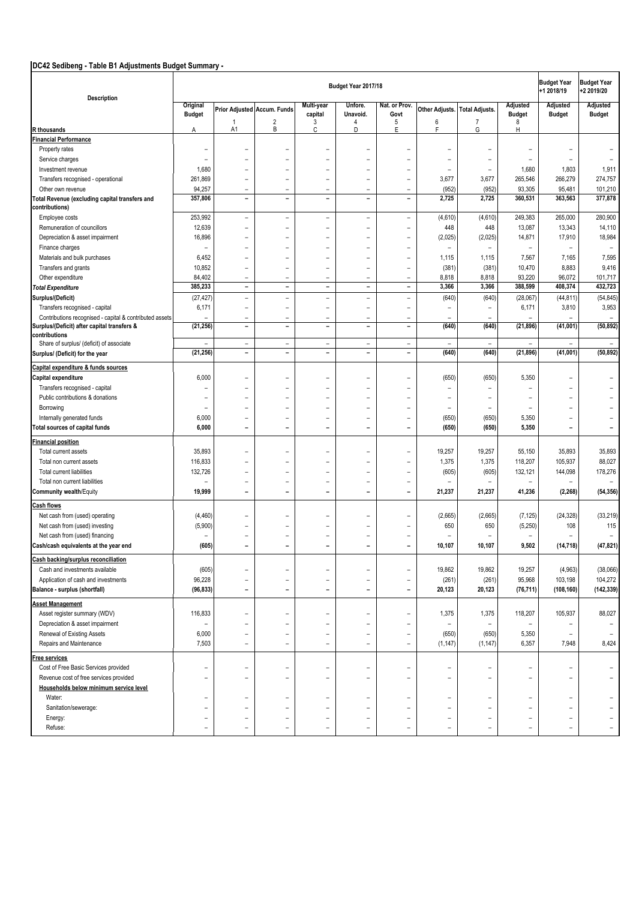**DC42 Sedibeng - Table B1 Adjustments Budget Summary -**

| Description | Budget Year 2017/18 | | | | | | | | | Budget Year +1 2018/19 | Budget Year +2 2019/20 |
|---|---|---|---|---|---|---|---|---|---|---|---|
| | Original Budget | Prior Adjusted | Accum. Funds | Multi-year capital | Unfore. Unavoid. | Nat. or Prov. Govt | Other Adjusts. | Total Adjusts. | Adjusted Budget | Adjusted Budget | Adjusted Budget |
| | | 1 | 2 | 3 | 4 | 5 | 6 | 7 | 8 | | |
| R thousands | A | A1 | B | C | D | E | F | G | H | | |
| **Financial Performance** | | | | | | | | | | | |
| Property rates | – | – | – | – | – | – | – | – | – | – | – |
| Service charges | – | – | – | – | – | – | – | – | – | – | – |
| Investment revenue | 1,680 | – | – | – | – | – | – | – | 1,680 | 1,803 | 1,911 |
| Transfers recognised - operational | 261,869 | – | – | – | – | – | 3,677 | 3,677 | 265,546 | 266,279 | 274,757 |
| Other own revenue | 94,257 | – | – | – | – | – | (952) | (952) | 93,305 | 95,481 | 101,210 |
| **Total Revenue (excluding capital transfers and contributions)** | **357,806** | **–** | **–** | **–** | **–** | **–** | **2,725** | **2,725** | **360,531** | **363,563** | **377,878** |
| Employee costs | 253,992 | – | – | – | – | – | (4,610) | (4,610) | 249,383 | 265,000 | 280,900 |
| Remuneration of councillors | 12,639 | – | – | – | – | – | 448 | 448 | 13,087 | 13,343 | 14,110 |
| Depreciation & asset impairment | 16,896 | – | – | – | – | – | (2,025) | (2,025) | 14,871 | 17,910 | 18,984 |
| Finance charges | – | – | – | – | – | – | – | – | – | – | – |
| Materials and bulk purchases | 6,452 | – | – | – | – | – | 1,115 | 1,115 | 7,567 | 7,165 | 7,595 |
| Transfers and grants | 10,852 | – | – | – | – | – | (381) | (381) | 10,470 | 8,883 | 9,416 |
| Other expenditure | 84,402 | – | – | – | – | – | 8,818 | 8,818 | 93,220 | 96,072 | 101,717 |
| ***Total Expenditure*** | **385,233** | **–** | **–** | **–** | **–** | **–** | **3,366** | **3,366** | **388,599** | **408,374** | **432,723** |
| **Surplus/(Deficit)** | (27,427) | – | – | – | – | – | (640) | (640) | (28,067) | (44,811) | (54,845) |
| Transfers recognised - capital | 6,171 | – | – | – | – | – | – | – | 6,171 | 3,810 | 3,953 |
| Contributions recognised - capital & contributed assets | – | – | – | – | – | – | – | – | – | – | – |
| **Surplus/(Deficit) after capital transfers & contributions** | **(21,256)** | **–** | **–** | **–** | **–** | **–** | **(640)** | **(640)** | **(21,896)** | **(41,001)** | **(50,892)** |
| Share of surplus/ (deficit) of associate | – | – | – | – | – | – | – | – | – | – | – |
| **Surplus/ (Deficit) for the year** | **(21,256)** | **–** | **–** | **–** | **–** | **–** | **(640)** | **(640)** | **(21,896)** | **(41,001)** | **(50,892)** |
| **Capital expenditure & funds sources** | | | | | | | | | | | |
| **Capital expenditure** | 6,000 | – | – | – | – | – | (650) | (650) | 5,350 | – | – |
| Transfers recognised - capital | – | – | – | – | – | – | – | – | – | – | – |
| Public contributions & donations | – | – | – | – | – | – | – | – | – | – | – |
| Borrowing | – | – | – | – | – | – | – | – | – | – | – |
| Internally generated funds | 6,000 | – | – | – | – | – | (650) | (650) | 5,350 | – | – |
| **Total sources of capital funds** | **6,000** | **–** | **–** | **–** | **–** | **–** | **(650)** | **(650)** | **5,350** | **–** | **–** |
| **Financial position** | | | | | | | | | | | |
| Total current assets | 35,893 | – | – | – | – | – | 19,257 | 19,257 | 55,150 | 35,893 | 35,893 |
| Total non current assets | 116,833 | – | – | – | – | – | 1,375 | 1,375 | 118,207 | 105,937 | 88,027 |
| Total current liabilities | 132,726 | – | – | – | – | – | (605) | (605) | 132,121 | 144,098 | 178,276 |
| Total non current liabilities | – | – | – | – | – | – | – | – | – | – | – |
| **Community wealth/Equity** | **19,999** | **–** | **–** | **–** | **–** | **–** | **21,237** | **21,237** | **41,236** | **(2,268)** | **(54,356)** |
| **Cash flows** | | | | | | | | | | | |
| Net cash from (used) operating | (4,460) | – | – | – | – | – | (2,665) | (2,665) | (7,125) | (24,328) | (33,219) |
| Net cash from (used) investing | (5,900) | – | – | – | – | – | 650 | 650 | (5,250) | 108 | 115 |
| Net cash from (used) financing | – | – | – | – | – | – | – | – | – | – | – |
| **Cash/cash equivalents at the year end** | **(605)** | **–** | **–** | **–** | **–** | **–** | **10,107** | **10,107** | **9,502** | **(14,718)** | **(47,821)** |
| **Cash backing/surplus reconciliation** | | | | | | | | | | | |
| Cash and investments available | (605) | – | – | – | – | – | 19,862 | 19,862 | 19,257 | (4,963) | (38,066) |
| Application of cash and investments | 96,228 | – | – | – | – | – | (261) | (261) | 95,968 | 103,198 | 104,272 |
| **Balance - surplus (shortfall)** | **(96,833)** | **–** | **–** | **–** | **–** | **–** | **20,123** | **20,123** | **(76,711)** | **(108,160)** | **(142,339)** |
| **Asset Management** | | | | | | | | | | | |
| Asset register summary (WDV) | 116,833 | – | – | – | – | – | 1,375 | 1,375 | 118,207 | 105,937 | 88,027 |
| Depreciation & asset impairment | – | – | – | – | – | – | – | – | – | – | – |
| Renewal of Existing Assets | 6,000 | – | – | – | – | – | (650) | (650) | 5,350 | – | – |
| Repairs and Maintenance | 7,503 | – | – | – | – | – | (1,147) | (1,147) | 6,357 | 7,948 | 8,424 |
| **Free services** | | | | | | | | | | | |
| Cost of Free Basic Services provided | – | – | – | – | – | – | – | – | – | – | – |
| Revenue cost of free services provided | – | – | – | – | – | – | – | – | – | – | – |
| **Households below minimum service level** | | | | | | | | | | | |
| Water: | – | – | – | – | – | – | – | – | – | – | – |
| Sanitation/sewerage: | – | – | – | – | – | – | – | – | – | – | – |
| Energy: | – | – | – | – | – | – | – | – | – | – | – |
| Refuse: | – | – | – | – | – | – | – | – | – | – | – |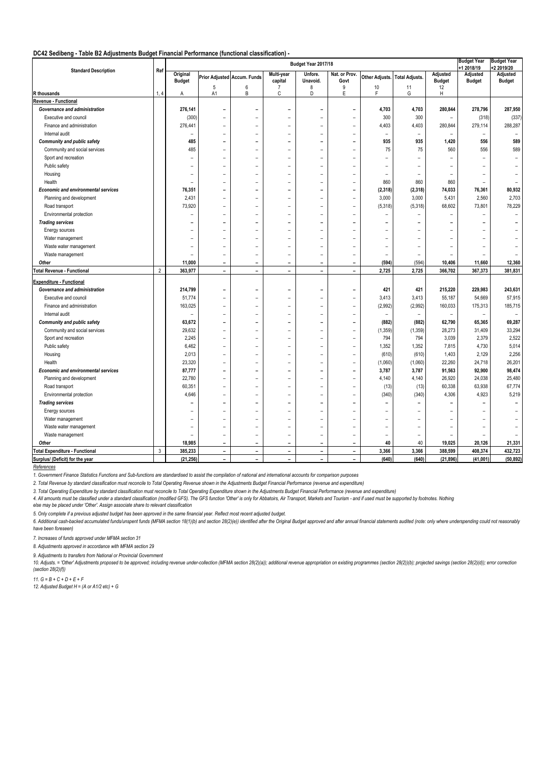**DC42 Sedibeng - Table B2 Adjustments Budget Financial Performance (functional classification) -**

| Standard Description | Ref | Budget Year 2017/18 | | | | | | | | | Budget Year +1 2018/19 | Budget Year +2 2019/20 |
|---|---|---|---|---|---|---|---|---|---|---|---|---|
| | | Original Budget | Prior Adjusted 5 | Accum. Funds 6 | Multi-year capital 7 | Unfore. Unavoid. 8 | Nat. or Prov. Govt 9 | Other Adjusts. 10 | Total Adjusts. 11 | Adjusted Budget 12 | Adjusted Budget | Adjusted Budget |
| **R thousands** | 1, 4 | A | A1 | B | C | D | E | F | G | H | | |
| **Revenue - Functional** | | | | | | | | | | | | |
| ***Governance and administration*** | | **276,141** | **–** | **–** | **–** | **–** | **–** | **4,703** | **4,703** | **280,844** | **278,796** | **287,950** |
| Executive and council | | (300) | – | – | – | – | – | 300 | 300 | – | (318) | (337) |
| Finance and administration | | 276,441 | – | – | – | – | – | 4,403 | 4,403 | 280,844 | 279,114 | 288,287 |
| Internal audit | | – | – | – | – | – | – | – | – | – | – | – |
| ***Community and public safety*** | | **485** | **–** | **–** | **–** | **–** | **–** | **935** | **935** | **1,420** | **556** | **589** |
| Community and social services | | 485 | – | – | – | – | – | 75 | 75 | 560 | 556 | 589 |
| Sport and recreation | | – | – | – | – | – | – | – | – | – | – | – |
| Public safety | | – | – | – | – | – | – | – | – | – | – | – |
| Housing | | – | – | – | – | – | – | – | – | – | – | – |
| Health | | – | – | – | – | – | – | 860 | 860 | 860 | – | – |
| ***Economic and environmental services*** | | **76,351** | **–** | **–** | **–** | **–** | **–** | **(2,318)** | **(2,318)** | **74,033** | **76,361** | **80,932** |
| Planning and development | | 2,431 | – | – | – | – | – | 3,000 | 3,000 | 5,431 | 2,560 | 2,703 |
| Road transport | | 73,920 | – | – | – | – | – | (5,318) | (5,318) | 68,602 | 73,801 | 78,229 |
| Environmental protection | | – | – | – | – | – | – | – | – | – | – | – |
| ***Trading services*** | | **–** | **–** | **–** | **–** | **–** | **–** | **–** | **–** | **–** | **–** | **–** |
| Energy sources | | – | – | – | – | – | – | – | – | – | – | – |
| Water management | | – | – | – | – | – | – | – | – | – | – | – |
| Waste water management | | – | – | – | – | – | – | – | – | – | – | – |
| Waste management | | – | – | – | – | – | – | – | – | – | – | – |
| ***Other*** | | **11,000** | **–** | **–** | **–** | **–** | **–** | **(594)** | **(594)** | **10,406** | **11,660** | **12,360** |
| **Total Revenue - Functional** | 2 | **363,977** | **–** | **–** | **–** | **–** | **–** | **2,725** | **2,725** | **366,702** | **367,373** | **381,831** |
| **Expenditure - Functional** | | | | | | | | | | | | |
| ***Governance and administration*** | | **214,799** | **–** | **–** | **–** | **–** | **–** | **421** | **421** | **215,220** | **229,983** | **243,631** |
| Executive and council | | 51,774 | – | – | – | – | – | 3,413 | 3,413 | 55,187 | 54,669 | 57,915 |
| Finance and administration | | 163,025 | – | – | – | – | – | (2,992) | (2,992) | 160,033 | 175,313 | 185,715 |
| Internal audit | | – | – | – | – | – | – | – | – | – | – | – |
| ***Community and public safety*** | | **63,672** | **–** | **–** | **–** | **–** | **–** | **(882)** | **(882)** | **62,790** | **65,365** | **69,287** |
| Community and social services | | 29,632 | – | – | – | – | – | (1,359) | (1,359) | 28,273 | 31,409 | 33,294 |
| Sport and recreation | | 2,245 | – | – | – | – | – | 794 | 794 | 3,039 | 2,379 | 2,522 |
| Public safety | | 6,462 | – | – | – | – | – | 1,352 | 1,352 | 7,815 | 4,730 | 5,014 |
| Housing | | 2,013 | – | – | – | – | – | (610) | (610) | 1,403 | 2,129 | 2,256 |
| Health | | 23,320 | – | – | – | – | – | (1,060) | (1,060) | 22,260 | 24,718 | 26,201 |
| ***Economic and environmental services*** | | **87,777** | **–** | **–** | **–** | **–** | **–** | **3,787** | **3,787** | **91,563** | **92,900** | **98,474** |
| Planning and development | | 22,780 | – | – | – | – | – | 4,140 | 4,140 | 26,920 | 24,038 | 25,480 |
| Road transport | | 60,351 | – | – | – | – | – | (13) | (13) | 60,338 | 63,938 | 67,774 |
| Environmental protection | | 4,646 | – | – | – | – | – | (340) | (340) | 4,306 | 4,923 | 5,219 |
| ***Trading services*** | | **–** | **–** | **–** | **–** | **–** | **–** | **–** | **–** | **–** | **–** | **–** |
| Energy sources | | – | – | – | – | – | – | – | – | – | – | – |
| Water management | | – | – | – | – | – | – | – | – | – | – | – |
| Waste water management | | – | – | – | – | – | – | – | – | – | – | – |
| Waste management | | – | – | – | – | – | – | – | – | – | – | – |
| ***Other*** | | **18,985** | **–** | **–** | **–** | **–** | **–** | **40** | **40** | **19,025** | **20,126** | **21,331** |
| **Total Expenditure - Functional** | 3 | **385,233** | **–** | **–** | **–** | **–** | **–** | **3,366** | **3,366** | **388,599** | **408,374** | **432,723** |
| **Surplus/ (Deficit) for the year** | | **(21,256)** | **–** | **–** | **–** | **–** | **–** | **(640)** | **(640)** | **(21,896)** | **(41,001)** | **(50,892)** |

*References*

*1. Government Finance Statistics Functions and Sub-functions are standardised to assist the compilation of national and international accounts for comparison purposes*

*2. Total Revenue by standard classification must reconcile to Total Operating Revenue shown in the Adjustments Budget Financial Performance (revenue and expenditure)*

*3. Total Operating Expenditure by standard classification must reconcile to Total Operating Expenditure shown in the Adjustments Budget Financial Performance (revenue and expenditure)*

*4. All amounts must be classified under a standard classification (modified GFS). The GFS function 'Other' is only for Abbatoirs, Air Transport, Markets and Tourism - and if used must be supported by footnotes. Nothing else may be placed under 'Other'. Assign associate share to relevant classification*

*5. Only complete if a previous adjusted budget has been approved in the same financial year. Reflect most recent adjusted budget.*

*6. Additional cash-backed accumulated funds/unspent funds (MFMA section 18(1)(b) and section 28(2)(e)) identified after the Original Budget approved and after annual financial statements audited (note: only where underspending could not reasonably have been foreseen)*

*7. Increases of funds approved under MFMA section 31*

*8. Adjustments approved in accordance with MFMA section 29*

*9. Adjustments to transfers from National or Provincial Government*

*10. Adjusts. = 'Other' Adjustments proposed to be approved; including revenue under-collection (MFMA section 28(2)(a)); additional revenue appropriation on existing programmes (section 28(2)(b); projected savings (section 28(2)(d)); error correction (section 28(2)(f))*

*11. G = B + C + D + E + F*

*12. Adjusted Budget H = (A or A1/2 etc) + G*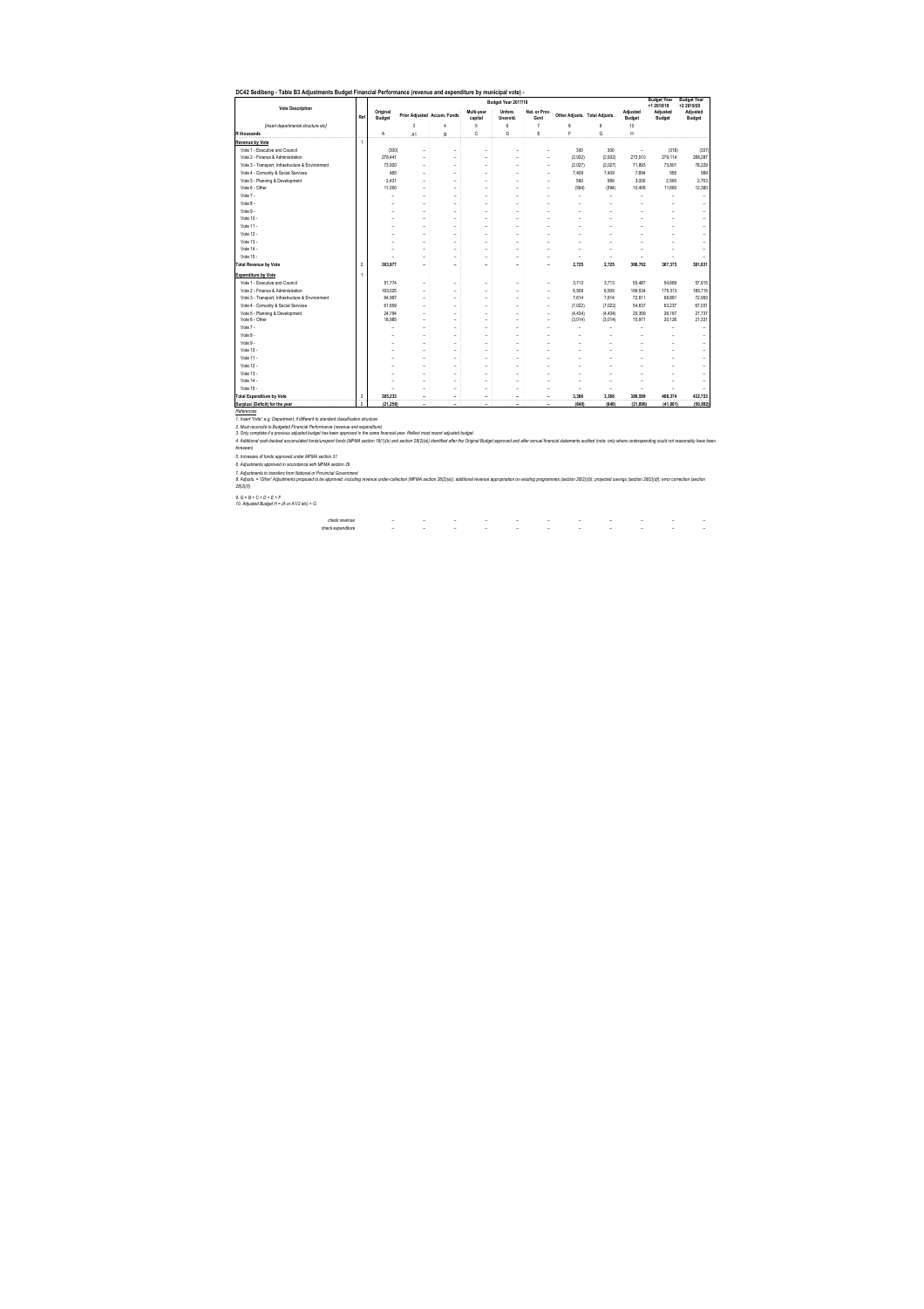## DC42 Sedibeng - Table B3 Adjustments Budget Financial Performance (revenue and expenditure by municipal vote) -

| Vote Description | Ref | Budget Year 2017/18 | | | | | | | | | | Budget Year +1 2018/19 | Budget Year +2 2019/20 |
|---|---|---|---|---|---|---|---|---|---|---|---|---|---|
| | | Original Budget | Prior Adjusted | Accum. Funds | Multi-year capital | Unfore. Unavoid. | Nat. or Prov. Govt | Other Adjusts. | Total Adjusts. | Adjusted Budget | | Adjusted Budget | Adjusted Budget |
| [Insert departmental structure etc] | | | 3 | 4 | 5 | 6 | 7 | 8 | 9 | 10 | | | |
| R thousands | | A | A1 | B | C | D | E | F | G | H | | | |
| **Revenue by Vote** | 1 | | | | | | | | | | | | |
| Vote 1 - Executive and Council | | (300) | – | – | – | – | – | 300 | 300 | – | | (318) | (337) |
| Vote 2 - Finance & Administration | | 276,441 | – | – | – | – | – | (2,932) | (2,932) | 273,510 | | 279,114 | 288,287 |
| Vote 3 - Transport, Infrastructure & Environment | | 73,920 | – | – | – | – | – | (2,027) | (2,027) | 71,893 | | 73,801 | 78,229 |
| Vote 4 - Comunity & Social Services | | 485 | – | – | – | – | – | 7,409 | 7,409 | 7,894 | | 556 | 589 |
| Vote 5 - Planning & Development | | 2,431 | – | – | – | – | – | 569 | 569 | 3,000 | | 2,560 | 2,703 |
| Vote 6 - Other | | 11,000 | – | – | – | – | – | (594) | (594) | 10,406 | | 11,660 | 12,360 |
| Vote 7 - | | – | – | – | – | – | – | – | – | – | | – | – |
| Vote 8 - | | – | – | – | – | – | – | – | – | – | | – | – |
| Vote 9 - | | – | – | – | – | – | – | – | – | – | | – | – |
| Vote 10 - | | – | – | – | – | – | – | – | – | – | | – | – |
| Vote 11 - | | – | – | – | – | – | – | – | – | – | | – | – |
| Vote 12 - | | – | – | – | – | – | – | – | – | – | | – | – |
| Vote 13 - | | – | – | – | – | – | – | – | – | – | | – | – |
| Vote 14 - | | – | – | – | – | – | – | – | – | – | | – | – |
| Vote 15 - | | – | – | – | – | – | – | – | – | – | | – | – |
| **Total Revenue by Vote** | 2 | **363,977** | **–** | **–** | **–** | **–** | **–** | **2,725** | **2,725** | **366,702** | | **367,373** | **381,831** |
| **Expenditure by Vote** | 1 | | | | | | | | | | | | |
| Vote 1 - Executive and Council | | 51,774 | – | – | – | – | – | 3,713 | 3,713 | 55,487 | | 54,669 | 57,915 |
| Vote 2 - Finance & Administration | | 163,025 | – | – | – | – | – | 6,509 | 6,509 | 169,534 | | 175,313 | 185,715 |
| Vote 3 - Transport, Infrastructure & Environment | | 64,997 | – | – | – | – | – | 7,614 | 7,614 | 72,611 | | 68,661 | 72,993 |
| Vote 4 - Comunity & Social Services | | 61,659 | – | – | – | – | – | (7,022) | (7,022) | 54,637 | | 63,237 | 67,031 |
| Vote 5 - Planning & Development | | 24,794 | – | – | – | – | – | (4,434) | (4,434) | 20,359 | | 26,167 | 27,737 |
| Vote 6 - Other | | 18,985 | – | – | – | – | – | (3,014) | (3,014) | 15,971 | | 20,126 | 21,331 |
| Vote 7 - | | – | – | – | – | – | – | – | – | – | | – | – |
| Vote 8 - | | – | – | – | – | – | – | – | – | – | | – | – |
| Vote 9 - | | – | – | – | – | – | – | – | – | – | | – | – |
| Vote 10 - | | – | – | – | – | – | – | – | – | – | | – | – |
| Vote 11 - | | – | – | – | – | – | – | – | – | – | | – | – |
| Vote 12 - | | – | – | – | – | – | – | – | – | – | | – | – |
| Vote 13 - | | – | – | – | – | – | – | – | – | – | | – | – |
| Vote 14 - | | – | – | – | – | – | – | – | – | – | | – | – |
| Vote 15 - | | – | – | – | – | – | – | – | – | – | | – | – |
| **Total Expenditure by Vote** | 2 | **385,233** | **–** | **–** | **–** | **–** | **–** | **3,366** | **3,366** | **388,599** | | **408,374** | **432,723** |
| **Surplus/ (Deficit) for the year** | 2 | **(21,256)** | **–** | **–** | **–** | **–** | **–** | **(640)** | **(640)** | **(21,896)** | | **(41,001)** | **(50,892)** |

*References*

*1. Insert 'Vote'; e.g. Department, if different to standard classification structure*

*2. Must reconcile to Budgeted Financial Performance (revenue and expenditure)*

*3. Only complete if a previous adjusted budget has been approved in the same financial year. Reflect most recent adjusted budget.*

*4. Additional cash-backed accumulated funds/unspent funds (MFMA section 18(1)(b) and section 28(2)(e)) identified after the Original Budget approved and after annual financial statements audited (note: only where underspending could not reasonably have been foreseen)*

*5. Increases of funds approved under MFMA section 31*

*6. Adjustments approved in accordance with MFMA section 29*

*7. Adjustments to transfers from National or Provincial Government*

*8. Adjusts. = "Other" Adjustments proposed to be approved; including revenue under-collection (MFMA section 28(2)(a)); additional revenue appropriation on existing programmes (section 28(2)(b)); projected savings (section 28(2)(d)); error correction (section 28(2)(f))*

*9. G = B + C + D + E + F*

*10. Adjusted Budget H = (A or A1/2 etc) + G*

| | | | | | | | | | | | |
|---|---|---|---|---|---|---|---|---|---|---|---|
| *check revenue* | – | – | – | – | – | – | – | – | – | – | – |
| *check expenditure* | – | – | – | – | – | – | – | – | – | – | – |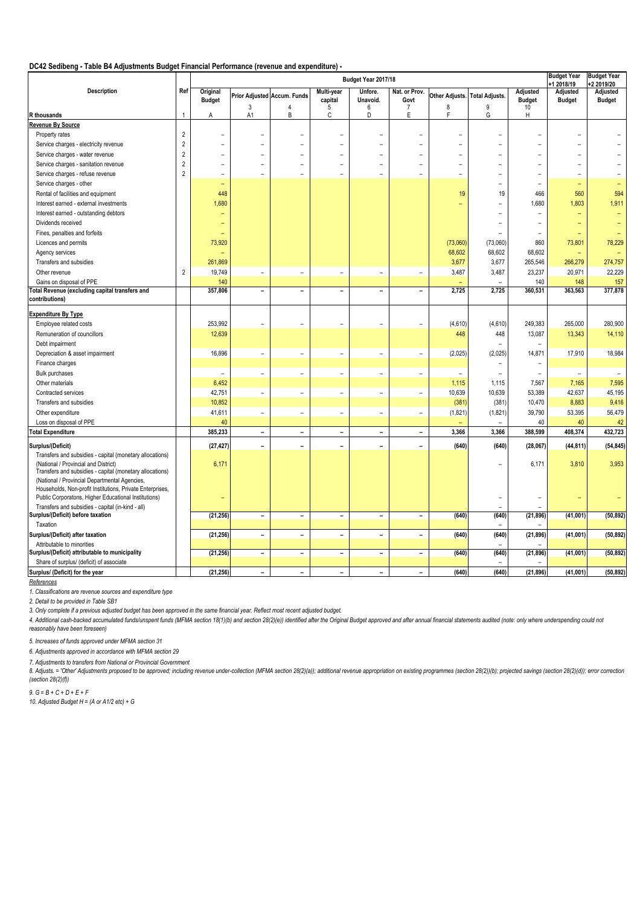# DC42 Sedibeng - Table B4 Adjustments Budget Financial Performance (revenue and expenditure) -

| Description | Ref | Budget Year 2017/18 | | | | | | | | | Budget Year +1 2018/19 | Budget Year +2 2019/20 |
|---|---|---|---|---|---|---|---|---|---|---|---|---|
| | | Original Budget | Prior Adjusted | Accum. Funds | Multi-year capital | Unfore. Unavoid. | Nat. or Prov. Govt | Other Adjusts. | Total Adjusts. | Adjusted Budget | Adjusted Budget | Adjusted Budget |
| | | | 3 | 4 | 5 | 6 | 7 | 8 | 9 | 10 | | |
| R thousands | 1 | A | A1 | B | C | D | E | F | G | H | | |
| **Revenue By Source** | | | | | | | | | | | | |
| Property rates | 2 | – | – | – | – | – | – | – | – | – | – | – |
| Service charges - electricity revenue | 2 | – | – | – | – | – | – | – | – | – | – | – |
| Service charges - water revenue | 2 | – | – | – | – | – | – | – | – | – | – | – |
| Service charges - sanitation revenue | 2 | – | – | – | – | – | – | – | – | – | – | – |
| Service charges - refuse revenue | 2 | – | – | – | – | – | – | – | – | – | – | – |
| Service charges - other | | – | | | | | | | – | – | – | – |
| Rental of facilities and equipment | | 448 | | | | | | 19 | 19 | 466 | 560 | 594 |
| Interest earned - external investments | | 1,680 | | | | | | – | – | 1,680 | 1,803 | 1,911 |
| Interest earned - outstanding debtors | | – | | | | | | | – | – | – | – |
| Dividends received | | – | | | | | | | – | – | – | – |
| Fines, penalties and forfeits | | – | | | | | | | – | – | – | – |
| Licences and permits | | 73,920 | | | | | | (73,060) | (73,060) | 860 | 73,801 | 78,229 |
| Agency services | | – | | | | | | 68,602 | 68,602 | 68,602 | – | – |
| Transfers and subsidies | | 261,869 | | | | | | 3,677 | 3,677 | 265,546 | 266,279 | 274,757 |
| Other revenue | 2 | 19,749 | – | – | – | – | – | 3,487 | 3,487 | 23,237 | 20,971 | 22,229 |
| Gains on disposal of PPE | | 140 | | | | | | – | – | 140 | 148 | 157 |
| **Total Revenue (excluding capital transfers and contributions)** | | **357,806** | **–** | **–** | **–** | **–** | **–** | **2,725** | **2,725** | **360,531** | **363,563** | **377,878** |
| **Expenditure By Type** | | | | | | | | | | | | |
| Employee related costs | | 253,992 | – | – | – | – | – | (4,610) | (4,610) | 249,383 | 265,000 | 280,900 |
| Remuneration of councillors | | 12,639 | | | | | | 448 | 448 | 13,087 | 13,343 | 14,110 |
| Debt impairment | | | | | | | | | – | – | | |
| Depreciation & asset impairment | | 16,896 | – | – | – | – | – | (2,025) | (2,025) | 14,871 | 17,910 | 18,984 |
| Finance charges | | | | | | | | | – | – | | |
| Bulk purchases | | – | – | – | – | – | – | – | – | – | – | – |
| Other materials | | 6,452 | | | | | | 1,115 | 1,115 | 7,567 | 7,165 | 7,595 |
| Contracted services | | 42,751 | – | – | – | – | – | 10,639 | 10,639 | 53,389 | 42,637 | 45,195 |
| Transfers and subsidies | | 10,852 | | | | | | (381) | (381) | 10,470 | 8,883 | 9,416 |
| Other expenditure | | 41,611 | – | – | – | – | – | (1,821) | (1,821) | 39,790 | 53,395 | 56,479 |
| Loss on disposal of PPE | | 40 | | | | | | – | – | 40 | 40 | 42 |
| **Total Expenditure** | | **385,233** | **–** | **–** | **–** | **–** | **–** | **3,366** | **3,366** | **388,599** | **408,374** | **432,723** |
| **Surplus/(Deficit)** | | **(27,427)** | **–** | **–** | **–** | **–** | **–** | **(640)** | **(640)** | **(28,067)** | **(44,811)** | **(54,845)** |
| Transfers and subsidies - capital (monetary allocations) (National / Provincial and District) | | 6,171 | | | | | | | – | 6,171 | 3,810 | 3,953 |
| Transfers and subsidies - capital (monetary allocations) (National / Provincial Departmental Agencies, Households, Non-profit Institutions, Private Enterprises, Public Corporatons, Higher Educational Institutions) | | – | | | | | | | – | – | – | – |
| Transfers and subsidies - capital (in-kind - all) | | | | | | | | | – | – | | |
| **Surplus/(Deficit) before taxation** | | **(21,256)** | **–** | **–** | **–** | **–** | **–** | **(640)** | **(640)** | **(21,896)** | **(41,001)** | **(50,892)** |
| Taxation | | | | | | | | | – | – | | |
| **Surplus/(Deficit) after taxation** | | **(21,256)** | **–** | **–** | **–** | **–** | **–** | **(640)** | **(640)** | **(21,896)** | **(41,001)** | **(50,892)** |
| Attributable to minorities | | | | | | | | | – | – | | |
| **Surplus/(Deficit) attributable to municipality** | | **(21,256)** | **–** | **–** | **–** | **–** | **–** | **(640)** | **(640)** | **(21,896)** | **(41,001)** | **(50,892)** |
| Share of surplus/ (deficit) of associate | | | | | | | | | – | – | | |
| **Surplus/ (Deficit) for the year** | | **(21,256)** | **–** | **–** | **–** | **–** | **–** | **(640)** | **(640)** | **(21,896)** | **(41,001)** | **(50,892)** |

*References*

*1. Classifications are revenue sources and expenditure type*

*2. Detail to be provided in Table SB1*

*3. Only complete if a previous adjusted budget has been approved in the same financial year. Reflect most recent adjusted budget.*

*4. Additional cash-backed accumulated funds/unspent funds (MFMA section 18(1)(b) and section 28(2)(e)) identified after the Original Budget approved and after annual financial statements audited (note: only where underspending could not reasonably have been foreseen)*

*5. Increases of funds approved under MFMA section 31*

*6. Adjustments approved in accordance with MFMA section 29*

*7. Adjustments to transfers from National or Provincial Government*

*8. Adjusts. = "Other" Adjustments proposed to be approved; including revenue under-collection (MFMA section 28(2)(a)); additional revenue appropriation on existing programmes (section 28(2))(b); projected savings (section 28(2)(d)); error correction (section 28(2)(f))*

*9. G = B + C + D + E + F*

*10. Adjusted Budget H = (A or A1/2 etc) + G*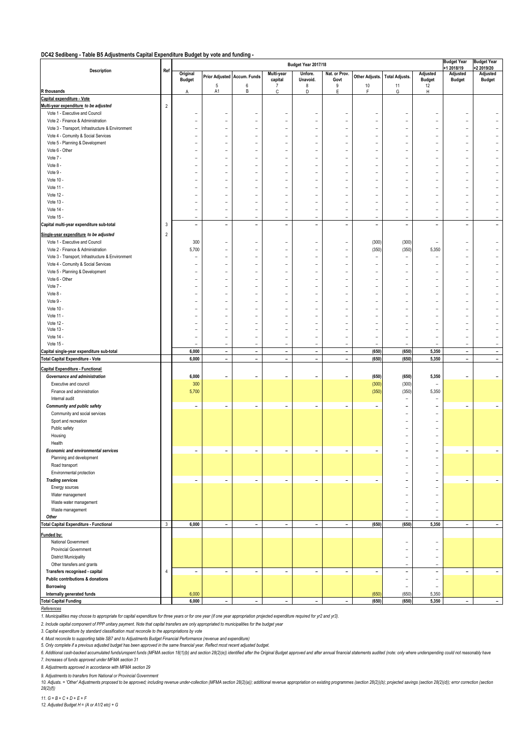**DC42 Sedibeng - Table B5 Adjustments Capital Expenditure Budget by vote and funding -**

| Description | Ref | Budget Year 2017/18 | | | | | | | | | | Budget Year +1 2018/19 | Budget Year +2 2019/20 |
|---|---|---|---|---|---|---|---|---|---|---|---|---|---|
| | | Original Budget | Prior Adjusted | Accum. Funds | Multi-year capital | Unfore. Unavoid. | Nat. or Prov. Govt | Other Adjusts. | Total Adjusts. | Adjusted Budget | | Adjusted Budget | Adjusted Budget |
| | | | 5 | 6 | 7 | 8 | 9 | 10 | 11 | 12 | | | |
| R thousands | | A | A1 | B | C | D | E | F | G | H | | | |
| **Capital expenditure - Vote** | | | | | | | | | | | | | |
| **Multi-year expenditure *to be adjusted*** | 2 | | | | | | | | | | | | |
| Vote 1 - Executive and Council | | – | – | – | – | – | – | – | – | – | | – | – |
| Vote 2 - Finance & Administration | | – | – | – | – | – | – | – | – | – | | – | – |
| Vote 3 - Transport, Infrastructure & Environment | | – | – | – | – | – | – | – | – | – | | – | – |
| Vote 4 - Comunity & Social Services | | – | – | – | – | – | – | – | – | – | | – | – |
| Vote 5 - Planning & Development | | – | – | – | – | – | – | – | – | – | | – | – |
| Vote 6 - Other | | – | – | – | – | – | – | – | – | – | | – | – |
| Vote 7 - | | – | – | – | – | – | – | – | – | – | | – | – |
| Vote 8 - | | – | – | – | – | – | – | – | – | – | | – | – |
| Vote 9 - | | – | – | – | – | – | – | – | – | – | | – | – |
| Vote 10 - | | – | – | – | – | – | – | – | – | – | | – | – |
| Vote 11 - | | – | – | – | – | – | – | – | – | – | | – | – |
| Vote 12 - | | – | – | – | – | – | – | – | – | – | | – | – |
| Vote 13 - | | – | – | – | – | – | – | – | – | – | | – | – |
| Vote 14 - | | – | – | – | – | – | – | – | – | – | | – | – |
| Vote 15 - | | – | – | – | – | – | – | – | – | – | | – | – |
| **Capital multi-year expenditure sub-total** | 3 | – | – | – | – | – | – | – | – | – | | – | – |
| **Single-year expenditure *to be adjusted*** | 2 | | | | | | | | | | | | |
| Vote 1 - Executive and Council | | 300 | – | – | – | – | – | (300) | (300) | – | | – | – |
| Vote 2 - Finance & Administration | | 5,700 | – | – | – | – | – | (350) | (350) | 5,350 | | – | – |
| Vote 3 - Transport, Infrastructure & Environment | | – | – | – | – | – | – | – | – | – | | – | – |
| Vote 4 - Comunity & Social Services | | – | – | – | – | – | – | – | – | – | | – | – |
| Vote 5 - Planning & Development | | – | – | – | – | – | – | – | – | – | | – | – |
| Vote 6 - Other | | – | – | – | – | – | – | – | – | – | | – | – |
| Vote 7 - | | – | – | – | – | – | – | – | – | – | | – | – |
| Vote 8 - | | – | – | – | – | – | – | – | – | – | | – | – |
| Vote 9 - | | – | – | – | – | – | – | – | – | – | | – | – |
| Vote 10 - | | – | – | – | – | – | – | – | – | – | | – | – |
| Vote 11 - | | – | – | – | – | – | – | – | – | – | | – | – |
| Vote 12 - | | – | – | – | – | – | – | – | – | – | | – | – |
| Vote 13 - | | – | – | – | – | – | – | – | – | – | | – | – |
| Vote 14 - | | – | – | – | – | – | – | – | – | – | | – | – |
| Vote 15 - | | – | – | – | – | – | – | – | – | – | | – | – |
| **Capital single-year expenditure sub-total** | | 6,000 | – | – | – | – | – | (650) | (650) | 5,350 | | – | – |
| **Total Capital Expenditure - Vote** | | 6,000 | – | – | – | – | – | (650) | (650) | 5,350 | | – | – |
| **Capital Expenditure - Functional** | | | | | | | | | | | | | |
| ***Governance and administration*** | | 6,000 | – | – | – | – | – | (650) | (650) | 5,350 | | – | – |
| Executive and council | | 300 | | | | | | (300) | (300) | – | | | |
| Finance and administration | | 5,700 | | | | | | (350) | (350) | 5,350 | | | |
| Internal audit | | | | | | | | | – | – | | | |
| ***Community and public safety*** | | – | – | – | – | – | – | – | – | – | | – | – |
| Community and social services | | | | | | | | | – | – | | | |
| Sport and recreation | | | | | | | | | – | – | | | |
| Public safety | | | | | | | | | – | – | | | |
| Housing | | | | | | | | | – | – | | | |
| Health | | | | | | | | | – | – | | | |
| ***Economic and environmental services*** | | – | – | – | – | – | – | – | – | – | | – | – |
| Planning and development | | | | | | | | | – | – | | | |
| Road transport | | | | | | | | | – | – | | | |
| Environmental protection | | | | | | | | | – | – | | | |
| ***Trading services*** | | – | – | – | – | – | – | – | – | – | | – | – |
| Energy sources | | | | | | | | | – | – | | | |
| Water management | | | | | | | | | – | – | | | |
| Waste water management | | | | | | | | | – | – | | | |
| Waste management | | | | | | | | | – | – | | | |
| ***Other*** | | | | | | | | | – | – | | | |
| **Total Capital Expenditure - Functional** | 3 | 6,000 | – | – | – | – | – | (650) | (650) | 5,350 | | – | – |
| **Funded by:** | | | | | | | | | | | | | |
| National Government | | | | | | | | | – | – | | | |
| Provincial Government | | | | | | | | | – | – | | | |
| District Municipality | | | | | | | | | – | – | | | |
| Other transfers and grants | | | | | | | | | – | – | | | |
| **Transfers recognised - capital** | 4 | – | – | – | – | – | – | – | – | – | | – | – |
| **Public contributions & donations** | | | | | | | | | – | – | | | |
| **Borrowing** | | | | | | | | | – | – | | | |
| **Internally generated funds** | | 6,000 | | | | | | (650) | (650) | 5,350 | | | |
| **Total Capital Funding** | | 6,000 | – | – | – | – | – | (650) | (650) | 5,350 | | – | – |

*References*

*1. Municipalities may choose to appropriate for capital expenditure for three years or for one year (if one year appropriation projected expenditure required for yr2 and yr3).*

*2. Include capital component of PPP unitary payment. Note that capital transfers are only appropriated to municipalities for the budget year*

*3. Capital expenditure by standard classification must reconcile to the appropriations by vote*

*4. Must reconcile to supporting table SB7 and to Adjustments Budget Financial Performance (revenue and expenditure)*

*5. Only complete if a previous adjusted budget has been approved in the same financial year. Reflect most recent adjusted budget.*

*6. Additional cash-backed accumulated funds/unspent funds (MFMA section 18(1)(b) and section 28(2)(e)) identified after the Original Budget approved and after annual financial statements audited (note: only where underspending could not reasonably have*

*7. Increases of funds approved under MFMA section 31*

*8. Adjustments approved in accordance with MFMA section 29*

*9. Adjustments to transfers from National or Provincial Government*

*10. Adjusts. = 'Other' Adjustments proposed to be approved; including revenue under-collection (MFMA section 28(2)(a)); additional revenue appropriation on existing programmes (section 28(2)(b); projected savings (section 28(2)(d)); error correction (section 28(2)(f))*

*11. G = B + C + D + E + F*

*12. Adjusted Budget H = (A or A1/2 etc) + G*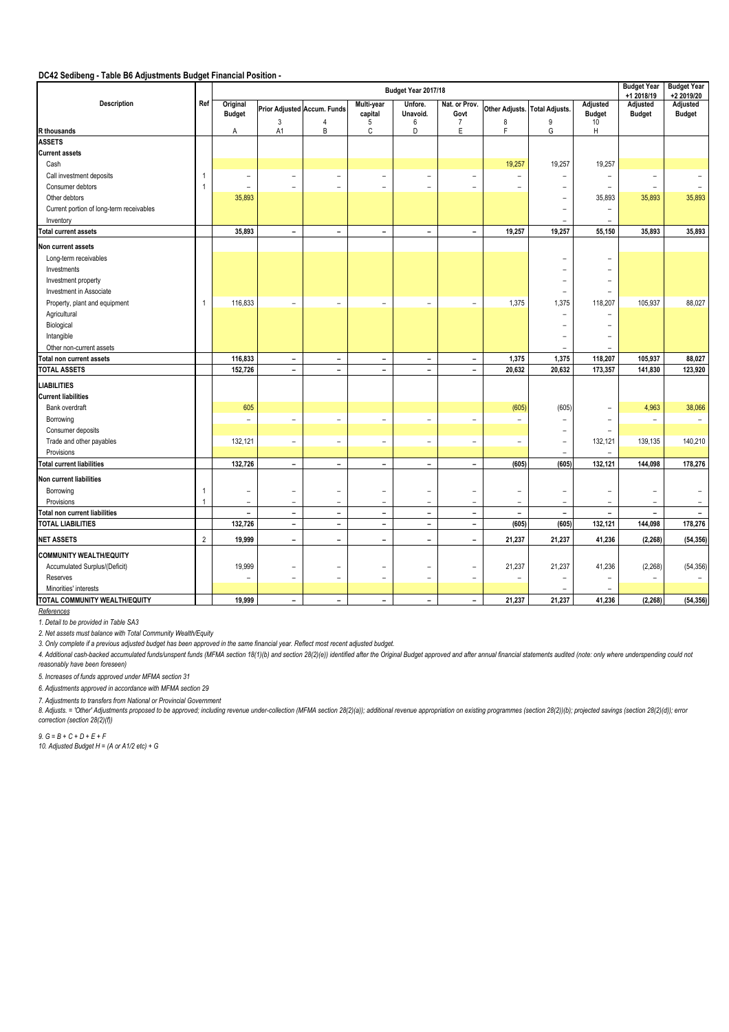**DC42 Sedibeng - Table B6 Adjustments Budget Financial Position -**

| Description | Ref | Budget Year 2017/18 | | | | | | | | | | Budget Year +1 2018/19 | Budget Year +2 2019/20 |
|---|---|---|---|---|---|---|---|---|---|---|---|---|---|
| | | Original Budget | Prior Adjusted | Accum. Funds | Multi-year capital | Unfore. Unavoid. | Nat. or Prov. Govt | Other Adjusts. | Total Adjusts. | Adjusted Budget | | Adjusted Budget | Adjusted Budget |
| | | | 3 | 4 | 5 | 6 | 7 | 8 | 9 | 10 | | | |
| R thousands | | A | A1 | B | C | D | E | F | G | H | | | |
| **ASSETS** | | | | | | | | | | | | | |
| **Current assets** | | | | | | | | | | | | | |
| Cash | | | | | | | | 19,257 | 19,257 | 19,257 | | | |
| Call investment deposits | 1 | – | – | – | – | – | – | – | – | – | | – | – |
| Consumer debtors | 1 | – | – | – | – | – | – | – | – | – | | – | – |
| Other debtors | | 35,893 | | | | | | | – | 35,893 | | 35,893 | 35,893 |
| Current portion of long-term receivables | | | | | | | | | – | – | | | |
| Inventory | | | | | | | | | – | – | | | |
| **Total current assets** | | 35,893 | – | – | – | – | – | 19,257 | 19,257 | 55,150 | | 35,893 | 35,893 |
| **Non current assets** | | | | | | | | | | | | | |
| Long-term receivables | | | | | | | | | – | – | | | |
| Investments | | | | | | | | | – | – | | | |
| Investment property | | | | | | | | | – | – | | | |
| Investment in Associate | | | | | | | | | – | – | | | |
| Property, plant and equipment | 1 | 116,833 | – | – | – | – | – | 1,375 | 1,375 | 118,207 | | 105,937 | 88,027 |
| Agricultural | | | | | | | | | – | – | | | |
| Biological | | | | | | | | | – | – | | | |
| Intangible | | | | | | | | | – | – | | | |
| Other non-current assets | | | | | | | | | – | – | | | |
| **Total non current assets** | | 116,833 | – | – | – | – | – | 1,375 | 1,375 | 118,207 | | 105,937 | 88,027 |
| **TOTAL ASSETS** | | 152,726 | – | – | – | – | – | 20,632 | 20,632 | 173,357 | | 141,830 | 123,920 |
| **LIABILITIES** | | | | | | | | | | | | | |
| **Current liabilities** | | | | | | | | | | | | | |
| Bank overdraft | | 605 | | | | | | (605) | (605) | – | | 4,963 | 38,066 |
| Borrowing | | – | – | – | – | – | – | – | – | – | | – | – |
| Consumer deposits | | | | | | | | | – | – | | | |
| Trade and other payables | | 132,121 | – | – | – | – | – | – | – | 132,121 | | 139,135 | 140,210 |
| Provisions | | | | | | | | | – | – | | | |
| **Total current liabilities** | | 132,726 | – | – | – | – | – | (605) | (605) | 132,121 | | 144,098 | 178,276 |
| **Non current liabilities** | | | | | | | | | | | | | |
| Borrowing | 1 | – | – | – | – | – | – | – | – | – | | – | – |
| Provisions | 1 | – | – | – | – | – | – | – | – | – | | – | – |
| **Total non current liabilities** | | – | – | – | – | – | – | – | – | – | | – | – |
| **TOTAL LIABILITIES** | | 132,726 | – | – | – | – | – | (605) | (605) | 132,121 | | 144,098 | 178,276 |
| **NET ASSETS** | 2 | 19,999 | – | – | – | – | – | 21,237 | 21,237 | 41,236 | | (2,268) | (54,356) |
| **COMMUNITY WEALTH/EQUITY** | | | | | | | | | | | | | |
| Accumulated Surplus/(Deficit) | | 19,999 | – | – | – | – | – | 21,237 | 21,237 | 41,236 | | (2,268) | (54,356) |
| Reserves | | – | – | – | – | – | – | – | – | – | | – | – |
| Minorities' interests | | | | | | | | | – | – | | | |
| **TOTAL COMMUNITY WEALTH/EQUITY** | | 19,999 | – | – | – | – | – | 21,237 | 21,237 | 41,236 | | (2,268) | (54,356) |

*References*

*1. Detail to be provided in Table SA3*

*2. Net assets must balance with Total Community Wealth/Equity*

*3. Only complete if a previous adjusted budget has been approved in the same financial year. Reflect most recent adjusted budget.*

*4. Additional cash-backed accumulated funds/unspent funds (MFMA section 18(1)(b) and section 28(2)(e)) identified after the Original Budget approved and after annual financial statements audited (note: only where underspending could not reasonably have been foreseen)*

*5. Increases of funds approved under MFMA section 31*

*6. Adjustments approved in accordance with MFMA section 29*

*7. Adjustments to transfers from National or Provincial Government*

*8. Adjusts. = 'Other' Adjustments proposed to be approved; including revenue under-collection (MFMA section 28(2)(a)); additional revenue appropriation on existing programmes (section 28(2))(b); projected savings (section 28(2)(d)); error correction (section 28(2)(f))*

*9. G = B + C + D + E + F*

*10. Adjusted Budget H = (A or A1/2 etc) + G*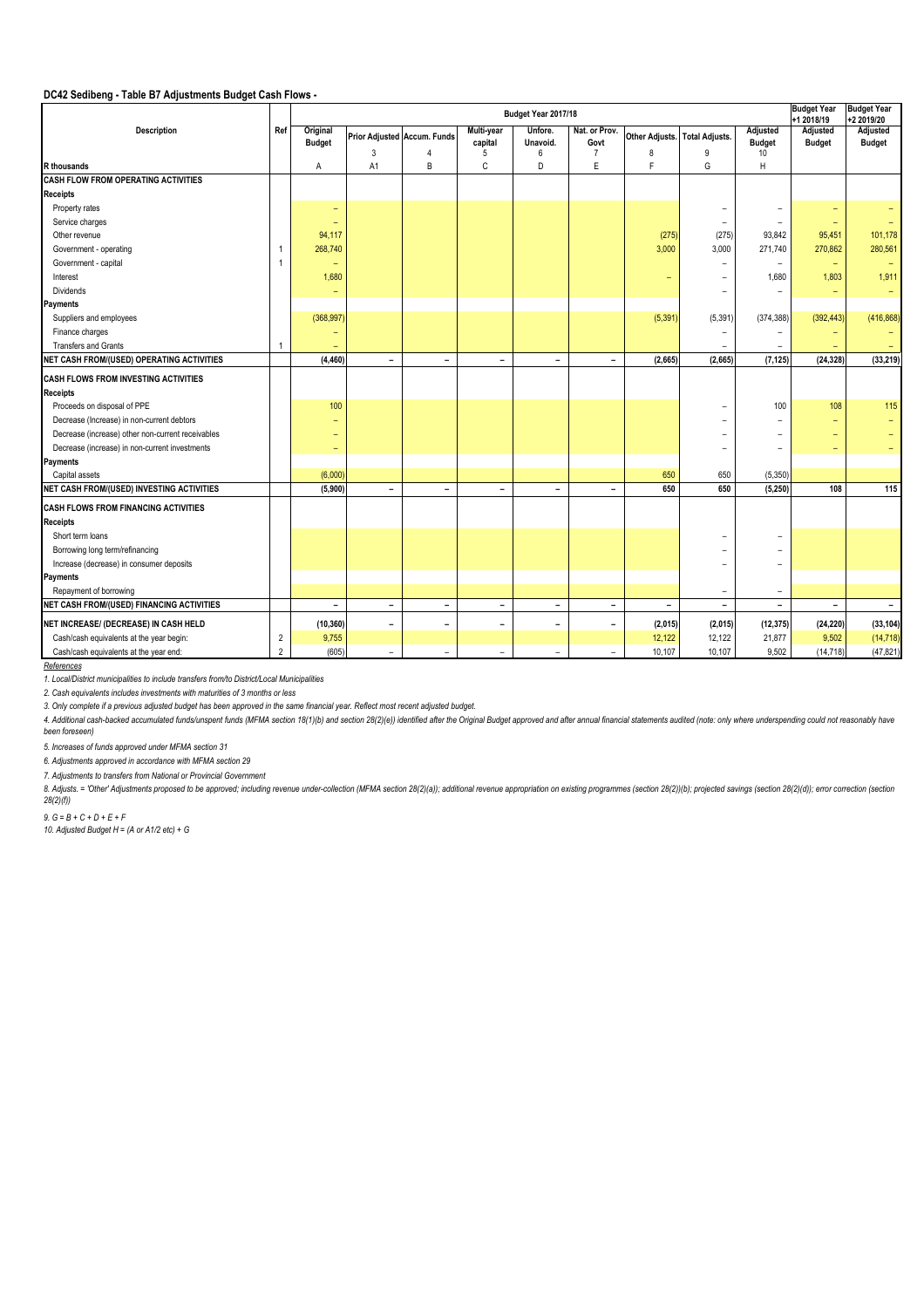**DC42 Sedibeng - Table B7 Adjustments Budget Cash Flows -**

| Description | Ref | Budget Year 2017/18 | | | | | | | | | | Budget Year +1 2018/19 | Budget Year +2 2019/20 |
|---|---|---|---|---|---|---|---|---|---|---|---|---|---|
| | | Original Budget | Prior Adjusted | Accum. Funds | Multi-year capital | Unfore. Unavoid. | Nat. or Prov. Govt | Other Adjusts. | Total Adjusts. | Adjusted Budget | | Adjusted Budget | Adjusted Budget |
| | | | 3 | 4 | 5 | 6 | 7 | 8 | 9 | 10 | | | |
| R thousands | | A | A1 | B | C | D | E | F | G | H | | | |
| **CASH FLOW FROM OPERATING ACTIVITIES** | | | | | | | | | | | | | |
| **Receipts** | | | | | | | | | | | | | |
| Property rates | | – | | | | | | | – | – | | – | – |
| Service charges | | – | | | | | | | – | – | | – | – |
| Other revenue | | 94,117 | | | | | | (275) | (275) | 93,842 | | 95,451 | 101,178 |
| Government - operating | 1 | 268,740 | | | | | | 3,000 | 3,000 | 271,740 | | 270,862 | 280,561 |
| Government - capital | 1 | – | | | | | | | – | – | | – | – |
| Interest | | 1,680 | | | | | | – | – | 1,680 | | 1,803 | 1,911 |
| Dividends | | – | | | | | | | – | – | | – | – |
| **Payments** | | | | | | | | | | | | | |
| Suppliers and employees | | (368,997) | | | | | | (5,391) | (5,391) | (374,388) | | (392,443) | (416,868) |
| Finance charges | | – | | | | | | | – | – | | – | – |
| Transfers and Grants | 1 | – | | | | | | | – | – | | – | – |
| **NET CASH FROM/(USED) OPERATING ACTIVITIES** | | **(4,460)** | **–** | **–** | **–** | **–** | **–** | **(2,665)** | **(2,665)** | **(7,125)** | | **(24,328)** | **(33,219)** |
| **CASH FLOWS FROM INVESTING ACTIVITIES** | | | | | | | | | | | | | |
| **Receipts** | | | | | | | | | | | | | |
| Proceeds on disposal of PPE | | 100 | | | | | | | – | 100 | | 108 | 115 |
| Decrease (Increase) in non-current debtors | | – | | | | | | | – | – | | – | – |
| Decrease (increase) other non-current receivables | | – | | | | | | | – | – | | – | – |
| Decrease (increase) in non-current investments | | – | | | | | | | – | – | | – | – |
| **Payments** | | | | | | | | | | | | | |
| Capital assets | | (6,000) | | | | | | 650 | 650 | (5,350) | | | |
| **NET CASH FROM/(USED) INVESTING ACTIVITIES** | | **(5,900)** | **–** | **–** | **–** | **–** | **–** | **650** | **650** | **(5,250)** | | **108** | **115** |
| **CASH FLOWS FROM FINANCING ACTIVITIES** | | | | | | | | | | | | | |
| **Receipts** | | | | | | | | | | | | | |
| Short term loans | | | | | | | | | – | – | | | |
| Borrowing long term/refinancing | | | | | | | | | – | – | | | |
| Increase (decrease) in consumer deposits | | | | | | | | | – | – | | | |
| **Payments** | | | | | | | | | | | | | |
| Repayment of borrowing | | | | | | | | | – | – | | | |
| **NET CASH FROM/(USED) FINANCING ACTIVITIES** | | **–** | **–** | **–** | **–** | **–** | **–** | **–** | **–** | **–** | | **–** | **–** |
| **NET INCREASE/ (DECREASE) IN CASH HELD** | | **(10,360)** | **–** | **–** | **–** | **–** | **–** | **(2,015)** | **(2,015)** | **(12,375)** | | **(24,220)** | **(33,104)** |
| Cash/cash equivalents at the year begin: | 2 | 9,755 | | | | | | 12,122 | 12,122 | 21,877 | | 9,502 | (14,718) |
| Cash/cash equivalents at the year end: | 2 | (605) | – | – | – | – | – | 10,107 | 10,107 | 9,502 | | (14,718) | (47,821) |

*References*

*1. Local/District municipalities to include transfers from/to District/Local Municipalities*

*2. Cash equivalents includes investments with maturities of 3 months or less*

*3. Only complete if a previous adjusted budget has been approved in the same financial year. Reflect most recent adjusted budget.*

*4. Additional cash-backed accumulated funds/unspent funds (MFMA section 18(1)(b) and section 28(2)(e)) identified after the Original Budget approved and after annual financial statements audited (note: only where underspending could not reasonably have been foreseen)*

*5. Increases of funds approved under MFMA section 31*

*6. Adjustments approved in accordance with MFMA section 29*

*7. Adjustments to transfers from National or Provincial Government*

*8. Adjusts. = 'Other' Adjustments proposed to be approved; including revenue under-collection (MFMA section 28(2)(a)); additional revenue appropriation on existing programmes (section 28(2))(b); projected savings (section 28(2)(d)); error correction (section 28(2)(f))*

*9. G = B + C + D + E + F*

*10. Adjusted Budget H = (A or A1/2 etc) + G*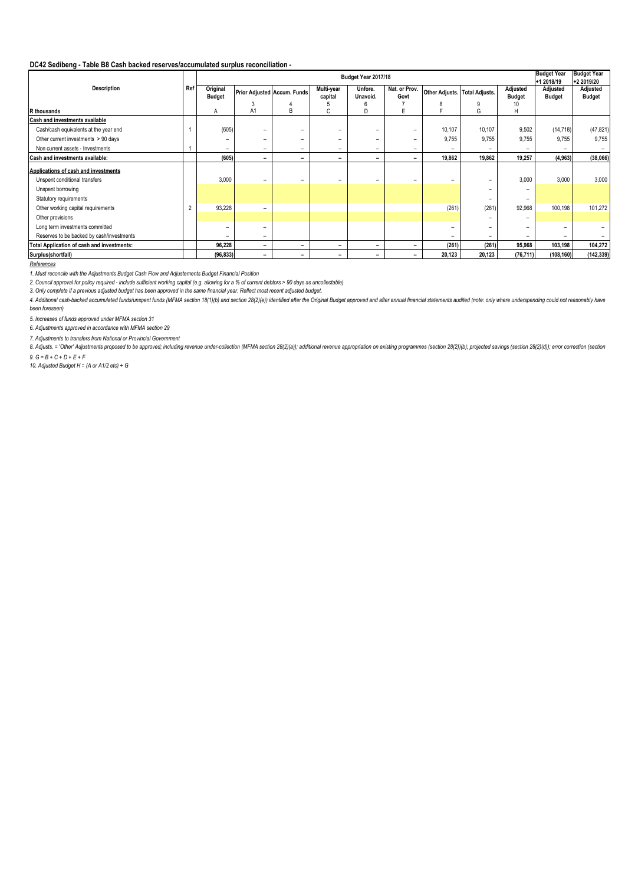### DC42 Sedibeng - Table B8 Cash backed reserves/accumulated surplus reconciliation -

| Description | Ref | Budget Year 2017/18 | | | | | | | | | | Budget Year +1 2018/19 | Budget Year +2 2019/20 |
|---|---|---|---|---|---|---|---|---|---|---|---|---|---|
| | | Original Budget | Prior Adjusted | Accum. Funds | Multi-year capital | Unfore. Unavoid. | Nat. or Prov. Govt | Other Adjusts. | Total Adjusts. | Adjusted Budget | | Adjusted Budget | Adjusted Budget |
| | | | 3 | 4 | 5 | 6 | 7 | 8 | 9 | 10 | | | |
| R thousands | | A | A1 | B | C | D | E | F | G | H | | | |
| **Cash and investments available** | | | | | | | | | | | | | |
| Cash/cash equivalents at the year end | 1 | (605) | – | – | – | – | – | 10,107 | 10,107 | 9,502 | | (14,718) | (47,821) |
| Other current investments > 90 days | | – | – | – | – | – | – | 9,755 | 9,755 | 9,755 | | 9,755 | 9,755 |
| Non current assets - Investments | 1 | – | – | – | – | – | – | – | – | – | | – | – |
| **Cash and investments available:** | | **(605)** | **–** | **–** | **–** | **–** | **–** | **19,862** | **19,862** | **19,257** | | **(4,963)** | **(38,066)** |
| **Applications of cash and investments** | | | | | | | | | | | | | |
| Unspent conditional transfers | | 3,000 | – | – | – | – | – | – | – | 3,000 | | 3,000 | 3,000 |
| Unspent borrowing | | | | | | | | | – | – | | | |
| Statutory requirements | | | | | | | | | – | – | | | |
| Other working capital requirements | 2 | 93,228 | – | | | | | (261) | (261) | 92,968 | | 100,198 | 101,272 |
| Other provisions | | | | | | | | | – | – | | | |
| Long term investments committed | | – | – | | | | | – | – | – | | – | – |
| Reserves to be backed by cash/investments | | – | – | | | | | – | – | – | | – | – |
| **Total Application of cash and investments:** | | **96,228** | **–** | **–** | **–** | **–** | **–** | **(261)** | **(261)** | **95,968** | | **103,198** | **104,272** |
| **Surplus(shortfall)** | | **(96,833)** | **–** | **–** | **–** | **–** | **–** | **20,123** | **20,123** | **(76,711)** | | **(108,160)** | **(142,339)** |

*References*

*1. Must reconcile with the Adjustments Budget Cash Flow and Adjustements Budget Financial Position*

*2. Council approval for policy required - include sufficient working capital (e.g. allowing for a % of current debtors > 90 days as uncollectable)*

*3. Only complete if a previous adjusted budget has been approved in the same financial year. Reflect most recent adjusted budget.*

*4. Additional cash-backed accumulated funds/unspent funds (MFMA section 18(1)(b) and section 28(2)(e)) identified after the Original Budget approved and after annual financial statements audited (note: only where underspending could not reasonably have been foreseen)*

*5. Increases of funds approved under MFMA section 31*

*6. Adjustments approved in accordance with MFMA section 29*

*7. Adjustments to transfers from National or Provincial Government*

*8. Adjusts. = 'Other' Adjustments proposed to be approved; including revenue under-collection (MFMA section 28(2)(a)); additional revenue appropriation on existing programmes (section 28(2)(b); projected savings (section 28(2)(d)); error correction (section*

*9. G = B + C + D + E + F*

*10. Adjusted Budget H = (A or A1/2 etc) + G*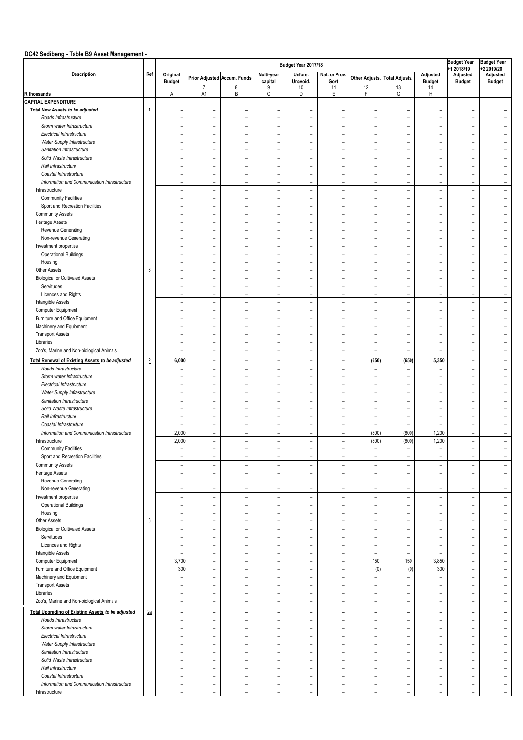## DC42 Sedibeng - Table B9 Asset Management -

| Description | Ref | Budget Year 2017/18 | | | | | | | | | Budget Year +1 2018/19 | Budget Year +2 2019/20 |
|---|---|---|---|---|---|---|---|---|---|---|---|---|
| | | Original Budget | Prior Adjusted | Accum. Funds | Multi-year capital | Unfore. Unavoid. | Nat. or Prov. Govt | Other Adjusts. | Total Adjusts. | Adjusted Budget | Adjusted Budget | Adjusted Budget |
| | | | 7 | 8 | 9 | 10 | 11 | 12 | 13 | 14 | | |
| R thousands | | A | A1 | B | C | D | E | F | G | H | | |
| **CAPITAL EXPENDITURE** | | | | | | | | | | | | |
| **Total New Assets *to be adjusted*** | 1 | – | – | – | – | – | – | – | – | – | – | – |
| *Roads Infrastructure* | | – | – | – | – | – | – | – | – | – | – | – |
| *Storm water Infrastructure* | | – | – | – | – | – | – | – | – | – | – | – |
| *Electrical Infrastructure* | | – | – | – | – | – | – | – | – | – | – | – |
| *Water Supply Infrastructure* | | – | – | – | – | – | – | – | – | – | – | – |
| *Sanitation Infrastructure* | | – | – | – | – | – | – | – | – | – | – | – |
| *Solid Waste Infrastructure* | | – | – | – | – | – | – | – | – | – | – | – |
| *Rail Infrastructure* | | – | – | – | – | – | – | – | – | – | – | – |
| *Coastal Infrastructure* | | – | – | – | – | – | – | – | – | – | – | – |
| *Information and Communication Infrastructure* | | – | – | – | – | – | – | – | – | – | – | – |
| Infrastructure | | – | – | – | – | – | – | – | – | – | – | – |
| Community Facilities | | – | – | – | – | – | – | – | – | – | – | – |
| Sport and Recreation Facilities | | – | – | – | – | – | – | – | – | – | – | – |
| Community Assets | | – | – | – | – | – | – | – | – | – | – | – |
| Heritage Assets | | – | – | – | – | – | – | – | – | – | – | – |
| Revenue Generating | | – | – | – | – | – | – | – | – | – | – | – |
| Non-revenue Generating | | – | – | – | – | – | – | – | – | – | – | – |
| Investment properties | | – | – | – | – | – | – | – | – | – | – | – |
| Operational Buildings | | – | – | – | – | – | – | – | – | – | – | – |
| Housing | | – | – | – | – | – | – | – | – | – | – | – |
| Other Assets | 6 | – | – | – | – | – | – | – | – | – | – | – |
| Biological or Cultivated Assets | | – | – | – | – | – | – | – | – | – | – | – |
| Servitudes | | – | – | – | – | – | – | – | – | – | – | – |
| Licences and Rights | | – | – | – | – | – | – | – | – | – | – | – |
| Intangible Assets | | – | – | – | – | – | – | – | – | – | – | – |
| Computer Equipment | | – | – | – | – | – | – | – | – | – | – | – |
| Furniture and Office Equipment | | – | – | – | – | – | – | – | – | – | – | – |
| Machinery and Equipment | | – | – | – | – | – | – | – | – | – | – | – |
| Transport Assets | | – | – | – | – | – | – | – | – | – | – | – |
| Libraries | | – | – | – | – | – | – | – | – | – | – | – |
| Zoo's, Marine and Non-biological Animals | | – | – | – | – | – | – | – | – | – | – | – |
| **Total Renewal of Existing Assets *to be adjusted*** | 2 | **6,000** | – | – | – | – | – | **(650)** | **(650)** | **5,350** | – | – |
| *Roads Infrastructure* | | – | – | – | – | – | – | – | – | – | – | – |
| *Storm water Infrastructure* | | – | – | – | – | – | – | – | – | – | – | – |
| *Electrical Infrastructure* | | – | – | – | – | – | – | – | – | – | – | – |
| *Water Supply Infrastructure* | | – | – | – | – | – | – | – | – | – | – | – |
| *Sanitation Infrastructure* | | – | – | – | – | – | – | – | – | – | – | – |
| *Solid Waste Infrastructure* | | – | – | – | – | – | – | – | – | – | – | – |
| *Rail Infrastructure* | | – | – | – | – | – | – | – | – | – | – | – |
| *Coastal Infrastructure* | | – | – | – | – | – | – | – | – | – | – | – |
| *Information and Communication Infrastructure* | | 2,000 | – | – | – | – | – | (800) | (800) | 1,200 | – | – |
| Infrastructure | | 2,000 | – | – | – | – | – | (800) | (800) | 1,200 | – | – |
| Community Facilities | | – | – | – | – | – | – | – | – | – | – | – |
| Sport and Recreation Facilities | | – | – | – | – | – | – | – | – | – | – | – |
| Community Assets | | – | – | – | – | – | – | – | – | – | – | – |
| Heritage Assets | | – | – | – | – | – | – | – | – | – | – | – |
| Revenue Generating | | – | – | – | – | – | – | – | – | – | – | – |
| Non-revenue Generating | | – | – | – | – | – | – | – | – | – | – | – |
| Investment properties | | – | – | – | – | – | – | – | – | – | – | – |
| Operational Buildings | | – | – | – | – | – | – | – | – | – | – | – |
| Housing | | – | – | – | – | – | – | – | – | – | – | – |
| Other Assets | 6 | – | – | – | – | – | – | – | – | – | – | – |
| Biological or Cultivated Assets | | – | – | – | – | – | – | – | – | – | – | – |
| Servitudes | | – | – | – | – | – | – | – | – | – | – | – |
| Licences and Rights | | – | – | – | – | – | – | – | – | – | – | – |
| Intangible Assets | | – | – | – | – | – | – | – | – | – | – | – |
| Computer Equipment | | 3,700 | – | – | – | – | – | 150 | 150 | 3,850 | – | – |
| Furniture and Office Equipment | | 300 | – | – | – | – | – | (0) | (0) | 300 | – | – |
| Machinery and Equipment | | – | – | – | – | – | – | – | – | – | – | – |
| Transport Assets | | – | – | – | – | – | – | – | – | – | – | – |
| Libraries | | – | – | – | – | – | – | – | – | – | – | – |
| Zoo's, Marine and Non-biological Animals | | – | – | – | – | – | – | – | – | – | – | – |
| **Total Upgrading of Existing Assets *to be adjusted*** | 2a | – | – | – | – | – | – | – | – | – | – | – |
| *Roads Infrastructure* | | – | – | – | – | – | – | – | – | – | – | – |
| *Storm water Infrastructure* | | – | – | – | – | – | – | – | – | – | – | – |
| *Electrical Infrastructure* | | – | – | – | – | – | – | – | – | – | – | – |
| *Water Supply Infrastructure* | | – | – | – | – | – | – | – | – | – | – | – |
| *Sanitation Infrastructure* | | – | – | – | – | – | – | – | – | – | – | – |
| *Solid Waste Infrastructure* | | – | – | – | – | – | – | – | – | – | – | – |
| *Rail Infrastructure* | | – | – | – | – | – | – | – | – | – | – | – |
| *Coastal Infrastructure* | | – | – | – | – | – | – | – | – | – | – | – |
| *Information and Communication Infrastructure* | | – | – | – | – | – | – | – | – | – | – | – |
| Infrastructure | | – | – | – | – | – | – | – | – | – | – | – |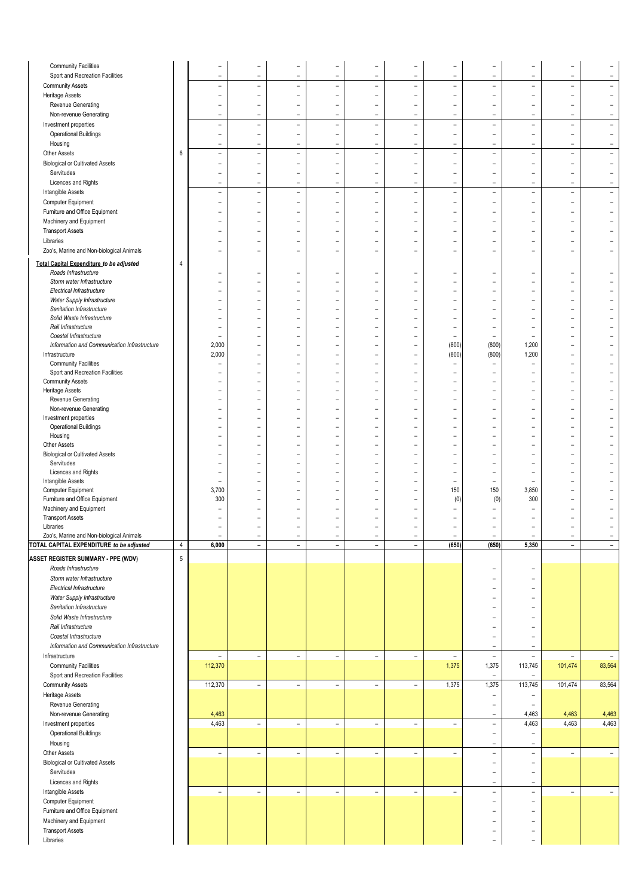| | | | | | | | | | | | |
|---|---|---|---|---|---|---|---|---|---|---|---|
| Community Facilities | | – | – | – | – | – | – | – | – | – | – | – |
| Sport and Recreation Facilities | | – | – | – | – | – | – | – | – | – | – | – |
| Community Assets | | – | – | – | – | – | – | – | – | – | – | – |
| Heritage Assets | | – | – | – | – | – | – | – | – | – | – | – |
| Revenue Generating | | – | – | – | – | – | – | – | – | – | – | – |
| Non-revenue Generating | | – | – | – | – | – | – | – | – | – | – | – |
| Investment properties | | – | – | – | – | – | – | – | – | – | – | – |
| Operational Buildings | | – | – | – | – | – | – | – | – | – | – | – |
| Housing | | – | – | – | – | – | – | – | – | – | – | – |
| Other Assets | 6 | – | – | – | – | – | – | – | – | – | – | – |
| Biological or Cultivated Assets | | – | – | – | – | – | – | – | – | – | – | – |
| Servitudes | | – | – | – | – | – | – | – | – | – | – | – |
| Licences and Rights | | – | – | – | – | – | – | – | – | – | – | – |
| Intangible Assets | | – | – | – | – | – | – | – | – | – | – | – |
| Computer Equipment | | – | – | – | – | – | – | – | – | – | – | – |
| Furniture and Office Equipment | | – | – | – | – | – | – | – | – | – | – | – |
| Machinery and Equipment | | – | – | – | – | – | – | – | – | – | – | – |
| Transport Assets | | – | – | – | – | – | – | – | – | – | – | – |
| Libraries | | – | – | – | – | – | – | – | – | – | – | – |
| Zoo's, Marine and Non-biological Animals | | – | – | – | – | – | – | – | – | – | – | – |
| **Total Capital Expenditure *to be adjusted*** | 4 | | | | | | | | | | | |
| *Roads Infrastructure* | | – | – | – | – | – | – | – | – | – | – | – |
| *Storm water Infrastructure* | | – | – | – | – | – | – | – | – | – | – | – |
| *Electrical Infrastructure* | | – | – | – | – | – | – | – | – | – | – | – |
| *Water Supply Infrastructure* | | – | – | – | – | – | – | – | – | – | – | – |
| *Sanitation Infrastructure* | | – | – | – | – | – | – | – | – | – | – | – |
| *Solid Waste Infrastructure* | | – | – | – | – | – | – | – | – | – | – | – |
| *Rail Infrastructure* | | – | – | – | – | – | – | – | – | – | – | – |
| *Coastal Infrastructure* | | – | – | – | – | – | – | – | – | – | – | – |
| *Information and Communication Infrastructure* | | 2,000 | – | – | – | – | – | (800) | (800) | 1,200 | – | – |
| Infrastructure | | 2,000 | – | – | – | – | – | (800) | (800) | 1,200 | – | – |
| Community Facilities | | – | – | – | – | – | – | – | – | – | – | – |
| Sport and Recreation Facilities | | – | – | – | – | – | – | – | – | – | – | – |
| Community Assets | | – | – | – | – | – | – | – | – | – | – | – |
| Heritage Assets | | – | – | – | – | – | – | – | – | – | – | – |
| Revenue Generating | | – | – | – | – | – | – | – | – | – | – | – |
| Non-revenue Generating | | – | – | – | – | – | – | – | – | – | – | – |
| Investment properties | | – | – | – | – | – | – | – | – | – | – | – |
| Operational Buildings | | – | – | – | – | – | – | – | – | – | – | – |
| Housing | | – | – | – | – | – | – | – | – | – | – | – |
| Other Assets | | – | – | – | – | – | – | – | – | – | – | – |
| Biological or Cultivated Assets | | – | – | – | – | – | – | – | – | – | – | – |
| Servitudes | | – | – | – | – | – | – | – | – | – | – | – |
| Licences and Rights | | – | – | – | – | – | – | – | – | – | – | – |
| Intangible Assets | | – | – | – | – | – | – | – | – | – | – | – |
| Computer Equipment | | 3,700 | – | – | – | – | – | 150 | 150 | 3,850 | – | – |
| Furniture and Office Equipment | | 300 | – | – | – | – | – | (0) | (0) | 300 | – | – |
| Machinery and Equipment | | – | – | – | – | – | – | – | – | – | – | – |
| Transport Assets | | – | – | – | – | – | – | – | – | – | – | – |
| Libraries | | – | – | – | – | – | – | – | – | – | – | – |
| Zoo's, Marine and Non-biological Animals | | – | – | – | – | – | – | – | – | – | – | – |
| **TOTAL CAPITAL EXPENDITURE *to be adjusted*** | 4 | **6,000** | **–** | **–** | **–** | **–** | **–** | **(650)** | **(650)** | **5,350** | **–** | **–** |
| **ASSET REGISTER SUMMARY - PPE (WDV)** | 5 | | | | | | | | | | | |
| *Roads Infrastructure* | | | | | | | | | – | – | | |
| *Storm water Infrastructure* | | | | | | | | | – | – | | |
| *Electrical Infrastructure* | | | | | | | | | – | – | | |
| *Water Supply Infrastructure* | | | | | | | | | – | – | | |
| *Sanitation Infrastructure* | | | | | | | | | – | – | | |
| *Solid Waste Infrastructure* | | | | | | | | | – | – | | |
| *Rail Infrastructure* | | | | | | | | | – | – | | |
| *Coastal Infrastructure* | | | | | | | | | – | – | | |
| *Information and Communication Infrastructure* | | | | | | | | | – | – | | |
| Infrastructure | | – | – | – | – | – | – | – | – | – | – | – |
| Community Facilities | | 112,370 | | | | | | 1,375 | 1,375 | 113,745 | 101,474 | 83,564 |
| Sport and Recreation Facilities | | | | | | | | | – | – | | |
| Community Assets | | 112,370 | – | – | – | – | – | 1,375 | 1,375 | 113,745 | 101,474 | 83,564 |
| Heritage Assets | | | | | | | | | – | – | | |
| Revenue Generating | | | | | | | | | – | – | | |
| Non-revenue Generating | | 4,463 | | | | | | | – | 4,463 | 4,463 | 4,463 |
| Investment properties | | 4,463 | – | – | – | – | – | – | – | 4,463 | 4,463 | 4,463 |
| Operational Buildings | | | | | | | | | – | – | | |
| Housing | | | | | | | | | – | – | | |
| Other Assets | | – | – | – | – | – | – | – | – | – | – | – |
| Biological or Cultivated Assets | | | | | | | | | – | – | | |
| Servitudes | | | | | | | | | – | – | | |
| Licences and Rights | | | | | | | | | – | – | | |
| Intangible Assets | | – | – | – | – | – | – | – | – | – | – | – |
| Computer Equipment | | | | | | | | | – | – | | |
| Furniture and Office Equipment | | | | | | | | | – | – | | |
| Machinery and Equipment | | | | | | | | | – | – | | |
| Transport Assets | | | | | | | | | – | – | | |
| Libraries | | | | | | | | | – | – | | |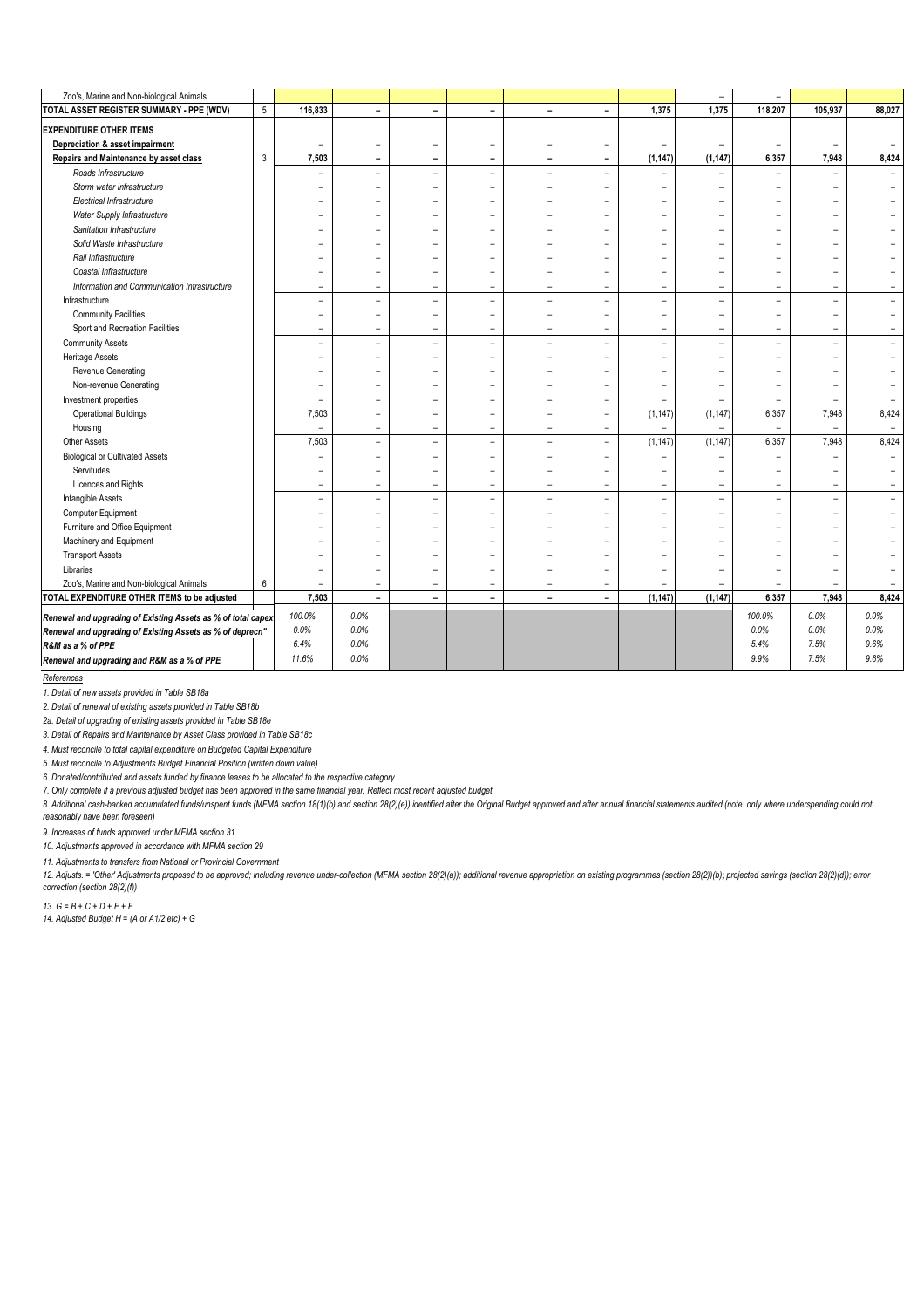| | | | | | | | | | | | | |
|---|---|---|---|---|---|---|---|---|---|---|---|---|
| Zoo's, Marine and Non-biological Animals | | | | | | | | | – | – | | |
| **TOTAL ASSET REGISTER SUMMARY - PPE (WDV)** | 5 | **116,833** | **–** | **–** | **–** | **–** | **–** | **1,375** | **1,375** | **118,207** | **105,937** | **88,027** |
| **EXPENDITURE OTHER ITEMS** | | | | | | | | | | | | |
| **Depreciation & asset impairment** | | – | – | – | – | – | – | – | – | – | – | – |
| **Repairs and Maintenance by asset class** | 3 | **7,503** | **–** | **–** | **–** | **–** | **–** | **(1,147)** | **(1,147)** | **6,357** | **7,948** | **8,424** |
| *Roads Infrastructure* | | – | – | – | – | – | – | – | – | – | – | – |
| *Storm water Infrastructure* | | – | – | – | – | – | – | – | – | – | – | – |
| *Electrical Infrastructure* | | – | – | – | – | – | – | – | – | – | – | – |
| *Water Supply Infrastructure* | | – | – | – | – | – | – | – | – | – | – | – |
| *Sanitation Infrastructure* | | – | – | – | – | – | – | – | – | – | – | – |
| *Solid Waste Infrastructure* | | – | – | – | – | – | – | – | – | – | – | – |
| *Rail Infrastructure* | | – | – | – | – | – | – | – | – | – | – | – |
| *Coastal Infrastructure* | | – | – | – | – | – | – | – | – | – | – | – |
| *Information and Communication Infrastructure* | | – | – | – | – | – | – | – | – | – | – | – |
| Infrastructure | | – | – | – | – | – | – | – | – | – | – | – |
| Community Facilities | | – | – | – | – | – | – | – | – | – | – | – |
| Sport and Recreation Facilities | | – | – | – | – | – | – | – | – | – | – | – |
| Community Assets | | – | – | – | – | – | – | – | – | – | – | – |
| Heritage Assets | | – | – | – | – | – | – | – | – | – | – | – |
| Revenue Generating | | – | – | – | – | – | – | – | – | – | – | – |
| Non-revenue Generating | | – | – | – | – | – | – | – | – | – | – | – |
| Investment properties | | – | – | – | – | – | – | – | – | – | – | – |
| Operational Buildings | | 7,503 | – | – | – | – | – | (1,147) | (1,147) | 6,357 | 7,948 | 8,424 |
| Housing | | – | – | – | – | – | – | – | – | – | – | – |
| Other Assets | | 7,503 | – | – | – | – | – | (1,147) | (1,147) | 6,357 | 7,948 | 8,424 |
| Biological or Cultivated Assets | | – | – | – | – | – | – | – | – | – | – | – |
| Servitudes | | – | – | – | – | – | – | – | – | – | – | – |
| Licences and Rights | | – | – | – | – | – | – | – | – | – | – | – |
| Intangible Assets | | – | – | – | – | – | – | – | – | – | – | – |
| Computer Equipment | | – | – | – | – | – | – | – | – | – | – | – |
| Furniture and Office Equipment | | – | – | – | – | – | – | – | – | – | – | – |
| Machinery and Equipment | | – | – | – | – | – | – | – | – | – | – | – |
| Transport Assets | | – | – | – | – | – | – | – | – | – | – | – |
| Libraries | | – | – | – | – | – | – | – | – | – | – | – |
| Zoo's, Marine and Non-biological Animals | 6 | – | – | – | – | – | – | – | – | – | – | – |
| **TOTAL EXPENDITURE OTHER ITEMS to be adjusted** | | **7,503** | **–** | **–** | **–** | **–** | **–** | **(1,147)** | **(1,147)** | **6,357** | **7,948** | **8,424** |
| ***Renewal and upgrading of Existing Assets as % of total capex*** | | *100.0%* | *0.0%* | | | | | | | *100.0%* | *0.0%* | *0.0%* |
| ***Renewal and upgrading of Existing Assets as % of deprecn"*** | | *0.0%* | *0.0%* | | | | | | | *0.0%* | *0.0%* | *0.0%* |
| ***R&M as a % of PPE*** | | *6.4%* | *0.0%* | | | | | | | *5.4%* | *7.5%* | *9.6%* |
| ***Renewal and upgrading and R&M as a % of PPE*** | | *11.6%* | *0.0%* | | | | | | | *9.9%* | *7.5%* | *9.6%* |

*References*

*1. Detail of new assets provided in Table SB18a*

*2. Detail of renewal of existing assets provided in Table SB18b*

*2a. Detail of upgrading of existing assets provided in Table SB18e*

*3. Detail of Repairs and Maintenance by Asset Class provided in Table SB18c*

*4. Must reconcile to total capital expenditure on Budgeted Capital Expenditure*

*5. Must reconcile to Adjustments Budget Financial Position (written down value)*

*6. Donated/contributed and assets funded by finance leases to be allocated to the respective category*

*7. Only complete if a previous adjusted budget has been approved in the same financial year. Reflect most recent adjusted budget.*

*8. Additional cash-backed accumulated funds/unspent funds (MFMA section 18(1)(b) and section 28(2)(e)) identified after the Original Budget approved and after annual financial statements audited (note: only where underspending could not reasonably have been foreseen)*

*9. Increases of funds approved under MFMA section 31*

*10. Adjustments approved in accordance with MFMA section 29*

*11. Adjustments to transfers from National or Provincial Government*

*12. Adjusts. = 'Other' Adjustments proposed to be approved; including revenue under-collection (MFMA section 28(2)(a)); additional revenue appropriation on existing programmes (section 28(2))(b); projected savings (section 28(2)(d)); error correction (section 28(2)(f))*

*13. G = B + C + D + E + F*

*14. Adjusted Budget H = (A or A1/2 etc) + G*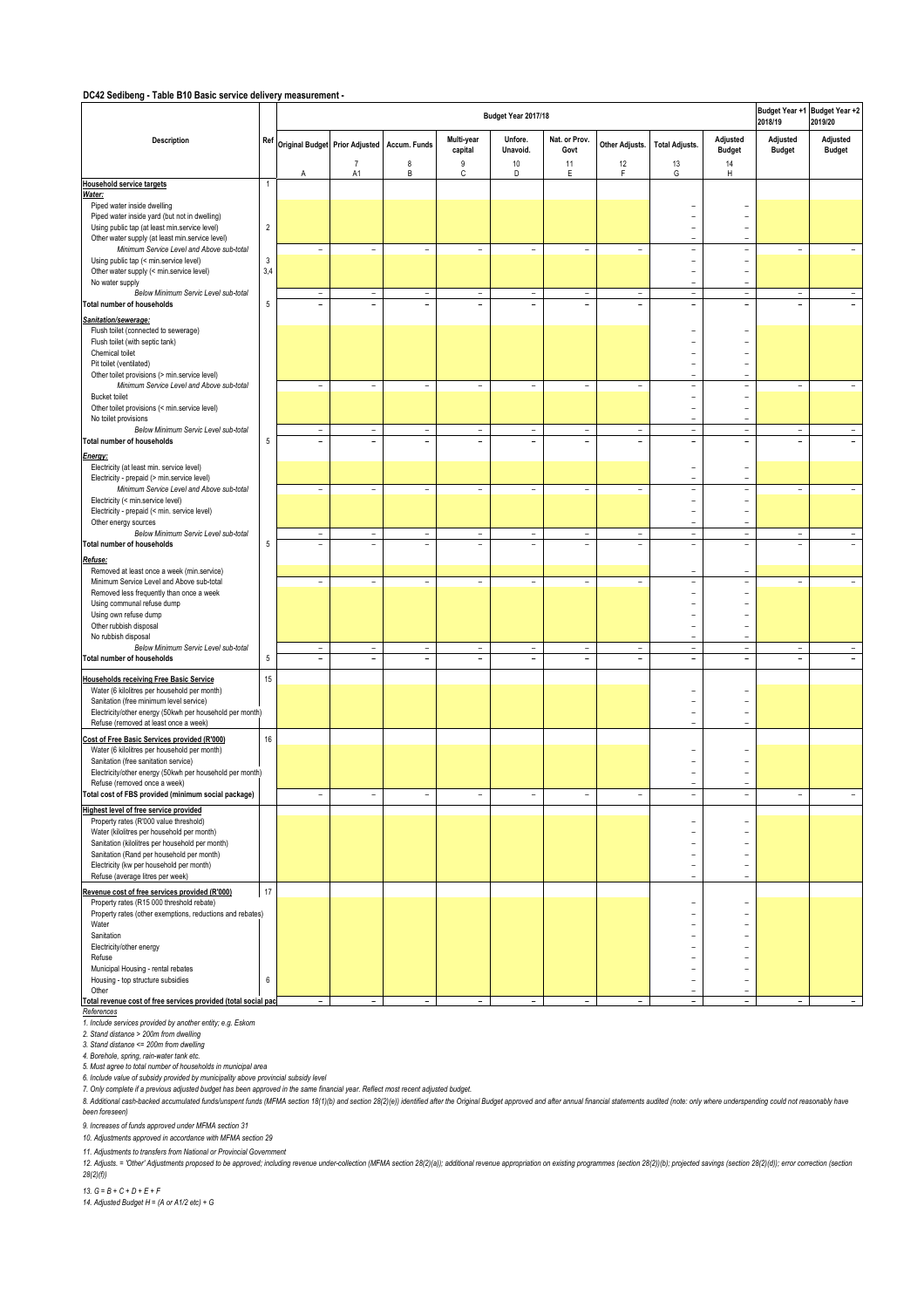## DC42 Sedibeng - Table B10 Basic service delivery measurement -

| Description | Ref | Budget Year 2017/18 | | | | | | | | | Budget Year +1 2018/19 | Budget Year +2 2019/20 |
|---|---|---|---|---|---|---|---|---|---|---|---|---|
| | | Original Budget | Prior Adjusted | Accum. Funds | Multi-year capital | Unfore. Unavoid. | Nat. or Prov. Govt | Other Adjusts. | Total Adjusts. | Adjusted Budget | Adjusted Budget | Adjusted Budget |
| | | A | 7<br>A1 | 8<br>B | 9<br>C | 10<br>D | 11<br>E | 12<br>F | 13<br>G | 14<br>H | | |
| **Household service targets** | 1 | | | | | | | | | | | |
| ***Water:*** | | | | | | | | | | | | |
| Piped water inside dwelling | | | | | | | | | – | – | | |
| Piped water inside yard (but not in dwelling) | | | | | | | | | – | – | | |
| Using public tap (at least min.service level) | 2 | | | | | | | | – | – | | |
| Other water supply (at least min.service level) | | | | | | | | | – | – | | |
| *Minimum Service Level and Above sub-total* | | – | – | – | – | – | – | – | – | – | – | – |
| Using public tap (< min.service level) | 3 | | | | | | | | – | – | | |
| Other water supply (< min.service level) | 3,4 | | | | | | | | – | – | | |
| No water supply | | | | | | | | | – | – | | |
| *Below Minimum Servic Level sub-total* | | – | – | – | – | – | – | – | – | – | – | – |
| **Total number of households** | 5 | – | – | – | – | – | – | – | – | – | – | – |
| ***Sanitation/sewerage:*** | | | | | | | | | | | | |
| Flush toilet (connected to sewerage) | | | | | | | | | – | – | | |
| Flush toilet (with septic tank) | | | | | | | | | – | – | | |
| Chemical toilet | | | | | | | | | – | – | | |
| Pit toilet (ventilated) | | | | | | | | | – | – | | |
| Other toilet provisions (> min.service level) | | | | | | | | | – | – | | |
| *Minimum Service Level and Above sub-total* | | – | – | – | – | – | – | – | – | – | – | – |
| Bucket toilet | | | | | | | | | – | – | | |
| Other toilet provisions (< min.service level) | | | | | | | | | – | – | | |
| No toilet provisions | | | | | | | | | – | – | | |
| *Below Minimum Servic Level sub-total* | | – | – | – | – | – | – | – | – | – | – | – |
| **Total number of households** | 5 | – | – | – | – | – | – | – | – | – | – | – |
| ***Energy:*** | | | | | | | | | | | | |
| Electricity (at least min. service level) | | | | | | | | | – | – | | |
| Electricity - prepaid (> min.service level) | | | | | | | | | – | – | | |
| *Minimum Service Level and Above sub-total* | | – | – | – | – | – | – | – | – | – | – | – |
| Electricity (< min.service level) | | | | | | | | | – | – | | |
| Electricity - prepaid (< min. service level) | | | | | | | | | – | – | | |
| Other energy sources | | | | | | | | | – | – | | |
| *Below Minimum Servic Level sub-total* | | – | – | – | – | – | – | – | – | – | – | – |
| **Total number of households** | 5 | – | – | – | – | – | – | – | – | – | – | – |
| ***Refuse:*** | | | | | | | | | | | | |
| Removed at least once a week (min.service) | | | | | | | | | – | – | | |
| Minimum Service Level and Above sub-total | | – | – | – | – | – | – | – | – | – | – | – |
| Removed less frequently than once a week | | | | | | | | | – | – | | |
| Using communal refuse dump | | | | | | | | | – | – | | |
| Using own refuse dump | | | | | | | | | – | – | | |
| Other rubbish disposal | | | | | | | | | – | – | | |
| No rubbish disposal | | | | | | | | | – | – | | |
| *Below Minimum Servic Level sub-total* | | – | – | – | – | – | – | – | – | – | – | – |
| **Total number of households** | 5 | – | – | – | – | – | – | – | – | – | – | – |
| **Households receiving Free Basic Service** | 15 | | | | | | | | | | | |
| Water (6 kilolitres per household per month) | | | | | | | | | – | – | | |
| Sanitation (free minimum level service) | | | | | | | | | – | – | | |
| Electricity/other energy (50kwh per household per month) | | | | | | | | | – | – | | |
| Refuse (removed at least once a week) | | | | | | | | | – | – | | |
| **Cost of Free Basic Services provided (R'000)** | 16 | | | | | | | | | | | |
| Water (6 kilolitres per household per month) | | | | | | | | | – | – | | |
| Sanitation (free sanitation service) | | | | | | | | | – | – | | |
| Electricity/other energy (50kwh per household per month) | | | | | | | | | – | – | | |
| Refuse (removed once a week) | | | | | | | | | – | – | | |
| **Total cost of FBS provided (minimum social package)** | | – | – | – | – | – | – | – | – | – | – | – |
| **Highest level of free service provided** | | | | | | | | | | | | |
| Property rates (R'000 value threshold) | | | | | | | | | – | – | | |
| Water (kilolitres per household per month) | | | | | | | | | – | – | | |
| Sanitation (kilolitres per household per month) | | | | | | | | | – | – | | |
| Sanitation (Rand per household per month) | | | | | | | | | – | – | | |
| Electricity (kw per household per month) | | | | | | | | | – | – | | |
| Refuse (average litres per week) | | | | | | | | | – | – | | |
| **Revenue cost of free services provided (R'000)** | 17 | | | | | | | | | | | |
| Property rates (R15 000 threshold rebate) | | | | | | | | | – | – | | |
| Property rates (other exemptions, reductions and rebates) | | | | | | | | | – | – | | |
| Water | | | | | | | | | – | – | | |
| Sanitation | | | | | | | | | – | – | | |
| Electricity/other energy | | | | | | | | | – | – | | |
| Refuse | | | | | | | | | – | – | | |
| Municipal Housing - rental rebates | | | | | | | | | – | – | | |
| Housing - top structure subsidies | 6 | | | | | | | | – | – | | |
| Other | | | | | | | | | – | – | | |
| **Total revenue cost of free services provided (total social pac** | | – | – | – | – | – | – | – | – | – | – | – |

*References*

*1. Include services provided by another entity; e.g. Eskom*

*2. Stand distance > 200m from dwelling*

*3. Stand distance <= 200m from dwelling*

*4. Borehole, spring, rain-water tank etc.*

*5. Must agree to total number of households in municipal area*

*6. Include value of subsidy provided by municipality above provincial subsidy level*

*7. Only complete if a previous adjusted budget has been approved in the same financial year. Reflect most recent adjusted budget.*

*8. Additional cash-backed accumulated funds/unspent funds (MFMA section 18(1)(b) and section 28(2)(e)) identified after the Original Budget approved and after annual financial statements audited (note: only where underspending could not reasonably have been foreseen)*

*9. Increases of funds approved under MFMA section 31*

*10. Adjustments approved in accordance with MFMA section 29*

*11. Adjustments to transfers from National or Provincial Government*

*12. Adjusts. = 'Other' Adjustments proposed to be approved; including revenue under-collection (MFMA section 28(2)(a)); additional revenue appropriation on existing programmes (section 28(2)(b); projected savings (section 28(2)(d)); error correction (section 28(2)(f))*

*13. G = B + C + D + E + F*

*14. Adjusted Budget H = (A or A1/2 etc) + G*